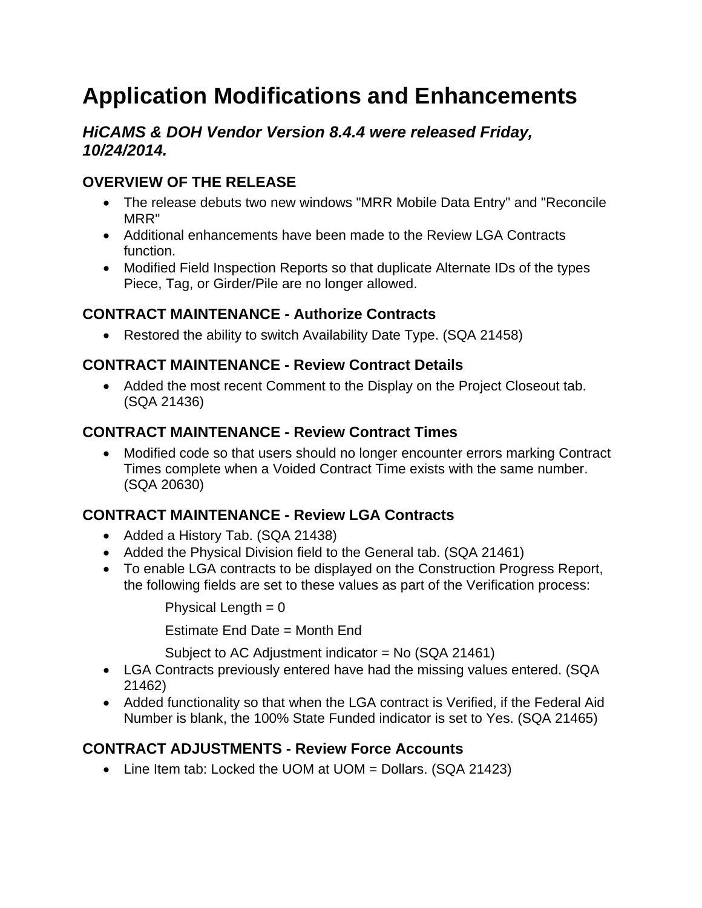# Application Modifications and Enhancements

## *HiCAMS & DOH Vendor Version 8.4.4 were released Friday, 10/24/2014.*

### OVERVIEW OF THE RELEASE

- The release debuts two new windows "MRR Mobile Data Entry" and "Reconcile MRR"
- Additional enhancements have been made to the Review LGA Contracts function.
- Modified Field Inspection Reports so that duplicate Alternate IDs of the types Piece, Tag, or Girder/Pile are no longer allowed.

### CONTRACT MAINTENANCE - Authorize Contracts

- Restored the ability to switch Availability Date Type. (SQA 21458)

### CONTRACT MAINTENANCE - Review Contract Details

- Added the most recent Comment to the Display on the Project Closeout tab. (SQA 21436)

### CONTRACT MAINTENANCE - Review Contract Times

- Modified code so that users should no longer encounter errors marking Contract Times complete when a Voided Contract Time exists with the same number. (SQA 20630)

### CONTRACT MAINTENANCE - Review LGA Contracts

- Added a History Tab. (SQA 21438)
- Added the Physical Division field to the General tab. (SQA 21461)
- To enable LGA contracts to be displayed on the Construction Progress Report, the following fields are set to these values as part of the Verification process:

  Physical Length = 0

  Estimate End Date = Month End

  Subject to AC Adjustment indicator = No (SQA 21461)
- LGA Contracts previously entered have had the missing values entered. (SQA 21462)
- Added functionality so that when the LGA contract is Verified, if the Federal Aid Number is blank, the 100% State Funded indicator is set to Yes. (SQA 21465)

### CONTRACT ADJUSTMENTS - Review Force Accounts

- Line Item tab: Locked the UOM at UOM = Dollars. (SQA 21423)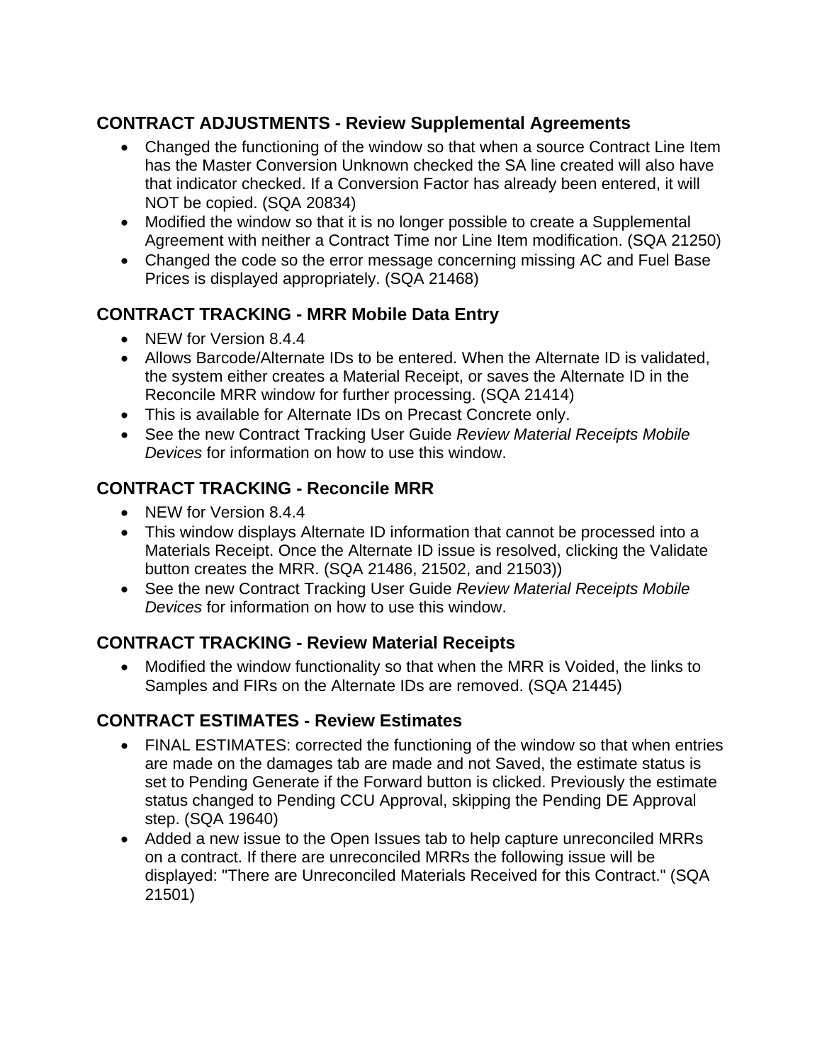### CONTRACT ADJUSTMENTS - Review Supplemental Agreements

- Changed the functioning of the window so that when a source Contract Line Item has the Master Conversion Unknown checked the SA line created will also have that indicator checked. If a Conversion Factor has already been entered, it will NOT be copied. (SQA 20834)
- Modified the window so that it is no longer possible to create a Supplemental Agreement with neither a Contract Time nor Line Item modification. (SQA 21250)
- Changed the code so the error message concerning missing AC and Fuel Base Prices is displayed appropriately. (SQA 21468)

### CONTRACT TRACKING - MRR Mobile Data Entry

- NEW for Version 8.4.4
- Allows Barcode/Alternate IDs to be entered. When the Alternate ID is validated, the system either creates a Material Receipt, or saves the Alternate ID in the Reconcile MRR window for further processing. (SQA 21414)
- This is available for Alternate IDs on Precast Concrete only.
- See the new Contract Tracking User Guide *Review Material Receipts Mobile Devices* for information on how to use this window.

### CONTRACT TRACKING - Reconcile MRR

- NEW for Version 8.4.4
- This window displays Alternate ID information that cannot be processed into a Materials Receipt. Once the Alternate ID issue is resolved, clicking the Validate button creates the MRR. (SQA 21486, 21502, and 21503))
- See the new Contract Tracking User Guide *Review Material Receipts Mobile Devices* for information on how to use this window.

### CONTRACT TRACKING - Review Material Receipts

- Modified the window functionality so that when the MRR is Voided, the links to Samples and FIRs on the Alternate IDs are removed. (SQA 21445)

### CONTRACT ESTIMATES - Review Estimates

- FINAL ESTIMATES: corrected the functioning of the window so that when entries are made on the damages tab are made and not Saved, the estimate status is set to Pending Generate if the Forward button is clicked. Previously the estimate status changed to Pending CCU Approval, skipping the Pending DE Approval step. (SQA 19640)
- Added a new issue to the Open Issues tab to help capture unreconciled MRRs on a contract. If there are unreconciled MRRs the following issue will be displayed: "There are Unreconciled Materials Received for this Contract." (SQA 21501)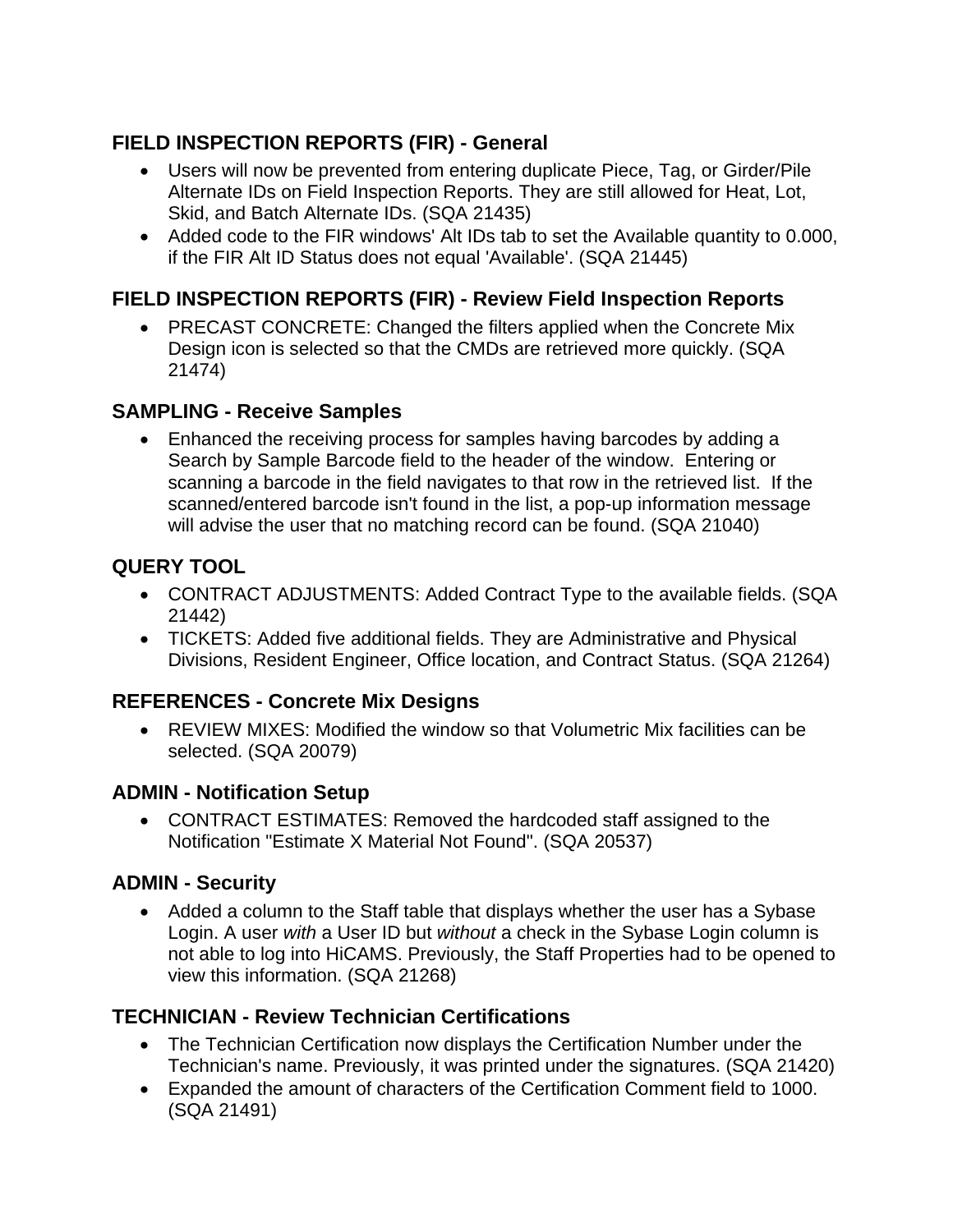### FIELD INSPECTION REPORTS (FIR) - General

- Users will now be prevented from entering duplicate Piece, Tag, or Girder/Pile Alternate IDs on Field Inspection Reports. They are still allowed for Heat, Lot, Skid, and Batch Alternate IDs. (SQA 21435)
- Added code to the FIR windows' Alt IDs tab to set the Available quantity to 0.000, if the FIR Alt ID Status does not equal 'Available'. (SQA 21445)

### FIELD INSPECTION REPORTS (FIR) - Review Field Inspection Reports

- PRECAST CONCRETE: Changed the filters applied when the Concrete Mix Design icon is selected so that the CMDs are retrieved more quickly. (SQA 21474)

### SAMPLING - Receive Samples

- Enhanced the receiving process for samples having barcodes by adding a Search by Sample Barcode field to the header of the window. Entering or scanning a barcode in the field navigates to that row in the retrieved list. If the scanned/entered barcode isn't found in the list, a pop-up information message will advise the user that no matching record can be found. (SQA 21040)

### QUERY TOOL

- CONTRACT ADJUSTMENTS: Added Contract Type to the available fields. (SQA 21442)
- TICKETS: Added five additional fields. They are Administrative and Physical Divisions, Resident Engineer, Office location, and Contract Status. (SQA 21264)

### REFERENCES - Concrete Mix Designs

- REVIEW MIXES: Modified the window so that Volumetric Mix facilities can be selected. (SQA 20079)

### ADMIN - Notification Setup

- CONTRACT ESTIMATES: Removed the hardcoded staff assigned to the Notification "Estimate X Material Not Found". (SQA 20537)

### ADMIN - Security

- Added a column to the Staff table that displays whether the user has a Sybase Login. A user *with* a User ID but *without* a check in the Sybase Login column is not able to log into HiCAMS. Previously, the Staff Properties had to be opened to view this information. (SQA 21268)

### TECHNICIAN - Review Technician Certifications

- The Technician Certification now displays the Certification Number under the Technician's name. Previously, it was printed under the signatures. (SQA 21420)
- Expanded the amount of characters of the Certification Comment field to 1000. (SQA 21491)